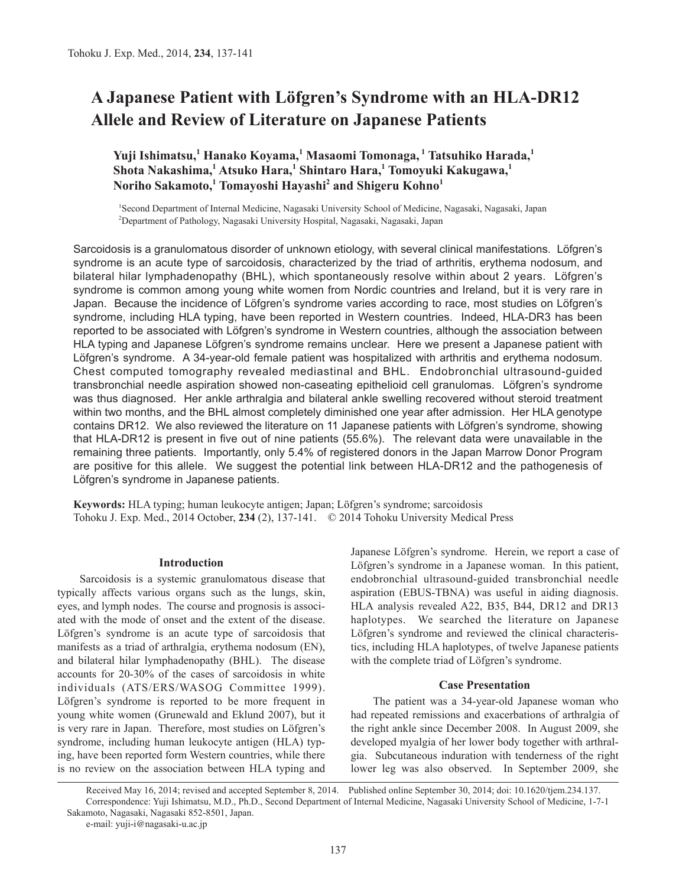# A Japanese Patient with Löfgren's Syndrome with an HLA-DR12 Allele and Review of Literature on Japanese Patients

**Yuji Ishimatsu,[1] Hanako Koyama,[1] Masaomi Tomonaga,[1] Tatsuhiko Harada,[1] Shota Nakashima,[1] Atsuko Hara,[1] Shintaro Hara,[1] Tomoyuki Kakugawa,[1] Noriho Sakamoto,[1] Tomayoshi Hayashi[2] and Shigeru Kohno[1]**

[1]Second Department of Internal Medicine, Nagasaki University School of Medicine, Nagasaki, Nagasaki, Japan
[2]Department of Pathology, Nagasaki University Hospital, Nagasaki, Nagasaki, Japan

Sarcoidosis is a granulomatous disorder of unknown etiology, with several clinical manifestations. Löfgren's syndrome is an acute type of sarcoidosis, characterized by the triad of arthritis, erythema nodosum, and bilateral hilar lymphadenopathy (BHL), which spontaneously resolve within about 2 years. Löfgren's syndrome is common among young white women from Nordic countries and Ireland, but it is very rare in Japan. Because the incidence of Löfgren's syndrome varies according to race, most studies on Löfgren's syndrome, including HLA typing, have been reported in Western countries. Indeed, HLA-DR3 has been reported to be associated with Löfgren's syndrome in Western countries, although the association between HLA typing and Japanese Löfgren's syndrome remains unclear. Here we present a Japanese patient with Löfgren's syndrome. A 34-year-old female patient was hospitalized with arthritis and erythema nodosum. Chest computed tomography revealed mediastinal and BHL. Endobronchial ultrasound-guided transbronchial needle aspiration showed non-caseating epithelioid cell granulomas. Löfgren's syndrome was thus diagnosed. Her ankle arthralgia and bilateral ankle swelling recovered without steroid treatment within two months, and the BHL almost completely diminished one year after admission. Her HLA genotype contains DR12. We also reviewed the literature on 11 Japanese patients with Löfgren's syndrome, showing that HLA-DR12 is present in five out of nine patients (55.6%). The relevant data were unavailable in the remaining three patients. Importantly, only 5.4% of registered donors in the Japan Marrow Donor Program are positive for this allele. We suggest the potential link between HLA-DR12 and the pathogenesis of Löfgren's syndrome in Japanese patients.

**Keywords:** HLA typing; human leukocyte antigen; Japan; Löfgren's syndrome; sarcoidosis

Tohoku J. Exp. Med., 2014 October, **234** (2), 137-141. © 2014 Tohoku University Medical Press

## Introduction

Sarcoidosis is a systemic granulomatous disease that typically affects various organs such as the lungs, skin, eyes, and lymph nodes. The course and prognosis is associated with the mode of onset and the extent of the disease. Löfgren's syndrome is an acute type of sarcoidosis that manifests as a triad of arthralgia, erythema nodosum (EN), and bilateral hilar lymphadenopathy (BHL). The disease accounts for 20-30% of the cases of sarcoidosis in white individuals (ATS/ERS/WASOG Committee 1999). Löfgren's syndrome is reported to be more frequent in young white women (Grunewald and Eklund 2007), but it is very rare in Japan. Therefore, most studies on Löfgren's syndrome, including human leukocyte antigen (HLA) typing, have been reported form Western countries, while there is no review on the association between HLA typing and Japanese Löfgren's syndrome. Herein, we report a case of Löfgren's syndrome in a Japanese woman. In this patient, endobronchial ultrasound-guided transbronchial needle aspiration (EBUS-TBNA) was useful in aiding diagnosis. HLA analysis revealed A22, B35, B44, DR12 and DR13 haplotypes. We searched the literature on Japanese Löfgren's syndrome and reviewed the clinical characteristics, including HLA haplotypes, of twelve Japanese patients with the complete triad of Löfgren's syndrome.

## Case Presentation

The patient was a 34-year-old Japanese woman who had repeated remissions and exacerbations of arthralgia of the right ankle since December 2008. In August 2009, she developed myalgia of her lower body together with arthralgia. Subcutaneous induration with tenderness of the right lower leg was also observed. In September 2009, she

Received May 16, 2014; revised and accepted September 8, 2014. Published online September 30, 2014; doi: 10.1620/tjem.234.137.
Correspondence: Yuji Ishimatsu, M.D., Ph.D., Second Department of Internal Medicine, Nagasaki University School of Medicine, 1-7-1 Sakamoto, Nagasaki, Nagasaki 852-8501, Japan.
e-mail: yuji-i@nagasaki-u.ac.jp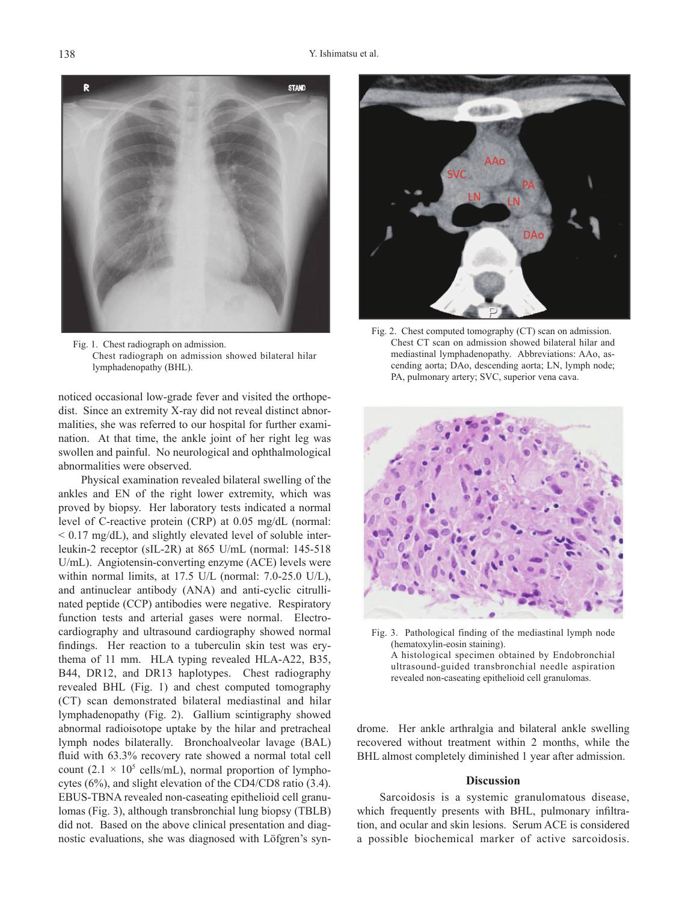Fig. 1. Chest radiograph on admission.
Chest radiograph on admission showed bilateral hilar lymphadenopathy (BHL).

Fig. 2. Chest computed tomography (CT) scan on admission.
Chest CT scan on admission showed bilateral hilar and mediastinal lymphadenopathy. Abbreviations: AAo, ascending aorta; DAo, descending aorta; LN, lymph node; PA, pulmonary artery; SVC, superior vena cava.

noticed occasional low-grade fever and visited the orthopedist. Since an extremity X-ray did not reveal distinct abnormalities, she was referred to our hospital for further examination. At that time, the ankle joint of her right leg was swollen and painful. No neurological and ophthalmological abnormalities were observed.

Physical examination revealed bilateral swelling of the ankles and EN of the right lower extremity, which was proved by biopsy. Her laboratory tests indicated a normal level of C-reactive protein (CRP) at 0.05 mg/dL (normal: < 0.17 mg/dL), and slightly elevated level of soluble interleukin-2 receptor (sIL-2R) at 865 U/mL (normal: 145-518 U/mL). Angiotensin-converting enzyme (ACE) levels were within normal limits, at 17.5 U/L (normal: 7.0-25.0 U/L), and antinuclear antibody (ANA) and anti-cyclic citrullinated peptide (CCP) antibodies were negative. Respiratory function tests and arterial gases were normal. Electrocardiography and ultrasound cardiography showed normal findings. Her reaction to a tuberculin skin test was erythema of 11 mm. HLA typing revealed HLA-A22, B35, B44, DR12, and DR13 haplotypes. Chest radiography revealed BHL (Fig. 1) and chest computed tomography (CT) scan demonstrated bilateral mediastinal and hilar lymphadenopathy (Fig. 2). Gallium scintigraphy showed abnormal radioisotope uptake by the hilar and pretracheal lymph nodes bilaterally. Bronchoalveolar lavage (BAL) fluid with 63.3% recovery rate showed a normal total cell count ($2.1 \times 10^5$ cells/mL), normal proportion of lymphocytes (6%), and slight elevation of the CD4/CD8 ratio (3.4). EBUS-TBNA revealed non-caseating epithelioid cell granulomas (Fig. 3), although transbronchial lung biopsy (TBLB) did not. Based on the above clinical presentation and diagnostic evaluations, she was diagnosed with Löfgren's syndrome. Her ankle arthralgia and bilateral ankle swelling recovered without treatment within 2 months, while the BHL almost completely diminished 1 year after admission.

Fig. 3. Pathological finding of the mediastinal lymph node (hematoxylin-eosin staining).
A histological specimen obtained by Endobronchial ultrasound-guided transbronchial needle aspiration revealed non-caseating epithelioid cell granulomas.

## Discussion

Sarcoidosis is a systemic granulomatous disease, which frequently presents with BHL, pulmonary infiltration, and ocular and skin lesions. Serum ACE is considered a possible biochemical marker of active sarcoidosis.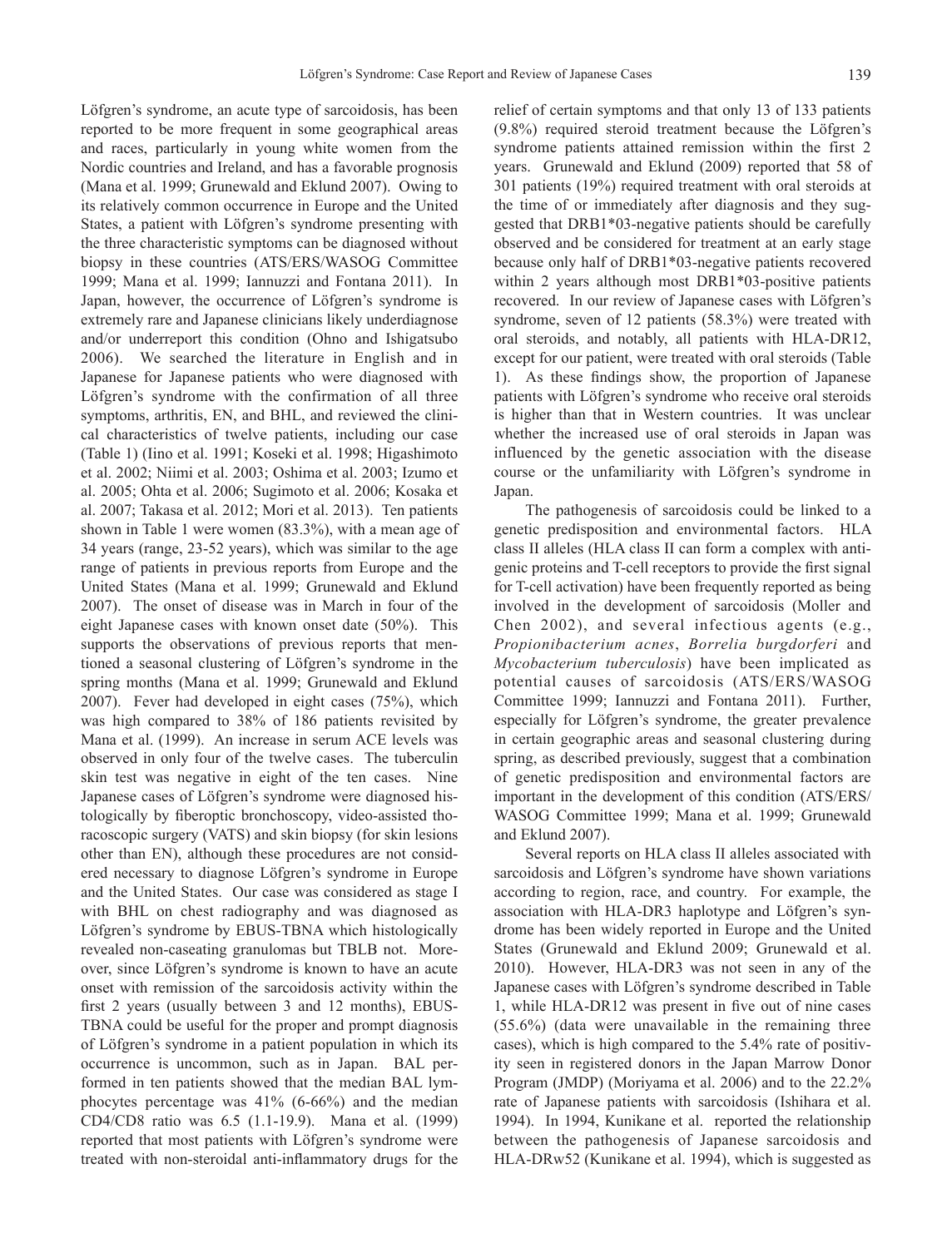Löfgren's syndrome, an acute type of sarcoidosis, has been reported to be more frequent in some geographical areas and races, particularly in young white women from the Nordic countries and Ireland, and has a favorable prognosis (Mana et al. 1999; Grunewald and Eklund 2007). Owing to its relatively common occurrence in Europe and the United States, a patient with Löfgren's syndrome presenting with the three characteristic symptoms can be diagnosed without biopsy in these countries (ATS/ERS/WASOG Committee 1999; Mana et al. 1999; Iannuzzi and Fontana 2011). In Japan, however, the occurrence of Löfgren's syndrome is extremely rare and Japanese clinicians likely underdiagnose and/or underreport this condition (Ohno and Ishigatsubo 2006). We searched the literature in English and in Japanese for Japanese patients who were diagnosed with Löfgren's syndrome with the confirmation of all three symptoms, arthritis, EN, and BHL, and reviewed the clinical characteristics of twelve patients, including our case (Table 1) (Iino et al. 1991; Koseki et al. 1998; Higashimoto et al. 2002; Niimi et al. 2003; Oshima et al. 2003; Izumo et al. 2005; Ohta et al. 2006; Sugimoto et al. 2006; Kosaka et al. 2007; Takasa et al. 2012; Mori et al. 2013). Ten patients shown in Table 1 were women (83.3%), with a mean age of 34 years (range, 23-52 years), which was similar to the age range of patients in previous reports from Europe and the United States (Mana et al. 1999; Grunewald and Eklund 2007). The onset of disease was in March in four of the eight Japanese cases with known onset date (50%). This supports the observations of previous reports that mentioned a seasonal clustering of Löfgren's syndrome in the spring months (Mana et al. 1999; Grunewald and Eklund 2007). Fever had developed in eight cases (75%), which was high compared to 38% of 186 patients revisited by Mana et al. (1999). An increase in serum ACE levels was observed in only four of the twelve cases. The tuberculin skin test was negative in eight of the ten cases. Nine Japanese cases of Löfgren's syndrome were diagnosed histologically by fiberoptic bronchoscopy, video-assisted thoracoscopic surgery (VATS) and skin biopsy (for skin lesions other than EN), although these procedures are not considered necessary to diagnose Löfgren's syndrome in Europe and the United States. Our case was considered as stage I with BHL on chest radiography and was diagnosed as Löfgren's syndrome by EBUS-TBNA which histologically revealed non-caseating granulomas but TBLB not. Moreover, since Löfgren's syndrome is known to have an acute onset with remission of the sarcoidosis activity within the first 2 years (usually between 3 and 12 months), EBUS-TBNA could be useful for the proper and prompt diagnosis of Löfgren's syndrome in a patient population in which its occurrence is uncommon, such as in Japan. BAL performed in ten patients showed that the median BAL lymphocytes percentage was 41% (6-66%) and the median CD4/CD8 ratio was 6.5 (1.1-19.9). Mana et al. (1999) reported that most patients with Löfgren's syndrome were treated with non-steroidal anti-inflammatory drugs for the relief of certain symptoms and that only 13 of 133 patients (9.8%) required steroid treatment because the Löfgren's syndrome patients attained remission within the first 2 years. Grunewald and Eklund (2009) reported that 58 of 301 patients (19%) required treatment with oral steroids at the time of or immediately after diagnosis and they suggested that DRB1*03-negative patients should be carefully observed and be considered for treatment at an early stage because only half of DRB1*03-negative patients recovered within 2 years although most DRB1*03-positive patients recovered. In our review of Japanese cases with Löfgren's syndrome, seven of 12 patients (58.3%) were treated with oral steroids, and notably, all patients with HLA-DR12, except for our patient, were treated with oral steroids (Table 1). As these findings show, the proportion of Japanese patients with Löfgren's syndrome who receive oral steroids is higher than that in Western countries. It was unclear whether the increased use of oral steroids in Japan was influenced by the genetic association with the disease course or the unfamiliarity with Löfgren's syndrome in Japan.

The pathogenesis of sarcoidosis could be linked to a genetic predisposition and environmental factors. HLA class II alleles (HLA class II can form a complex with antigenic proteins and T-cell receptors to provide the first signal for T-cell activation) have been frequently reported as being involved in the development of sarcoidosis (Moller and Chen 2002), and several infectious agents (e.g., *Propionibacterium acnes*, *Borrelia burgdorferi* and *Mycobacterium tuberculosis*) have been implicated as potential causes of sarcoidosis (ATS/ERS/WASOG Committee 1999; Iannuzzi and Fontana 2011). Further, especially for Löfgren's syndrome, the greater prevalence in certain geographic areas and seasonal clustering during spring, as described previously, suggest that a combination of genetic predisposition and environmental factors are important in the development of this condition (ATS/ERS/WASOG Committee 1999; Mana et al. 1999; Grunewald and Eklund 2007).

Several reports on HLA class II alleles associated with sarcoidosis and Löfgren's syndrome have shown variations according to region, race, and country. For example, the association with HLA-DR3 haplotype and Löfgren's syndrome has been widely reported in Europe and the United States (Grunewald and Eklund 2009; Grunewald et al. 2010). However, HLA-DR3 was not seen in any of the Japanese cases with Löfgren's syndrome described in Table 1, while HLA-DR12 was present in five out of nine cases (55.6%) (data were unavailable in the remaining three cases), which is high compared to the 5.4% rate of positivity seen in registered donors in the Japan Marrow Donor Program (JMDP) (Moriyama et al. 2006) and to the 22.2% rate of Japanese patients with sarcoidosis (Ishihara et al. 1994). In 1994, Kunikane et al. reported the relationship between the pathogenesis of Japanese sarcoidosis and HLA-DRw52 (Kunikane et al. 1994), which is suggested as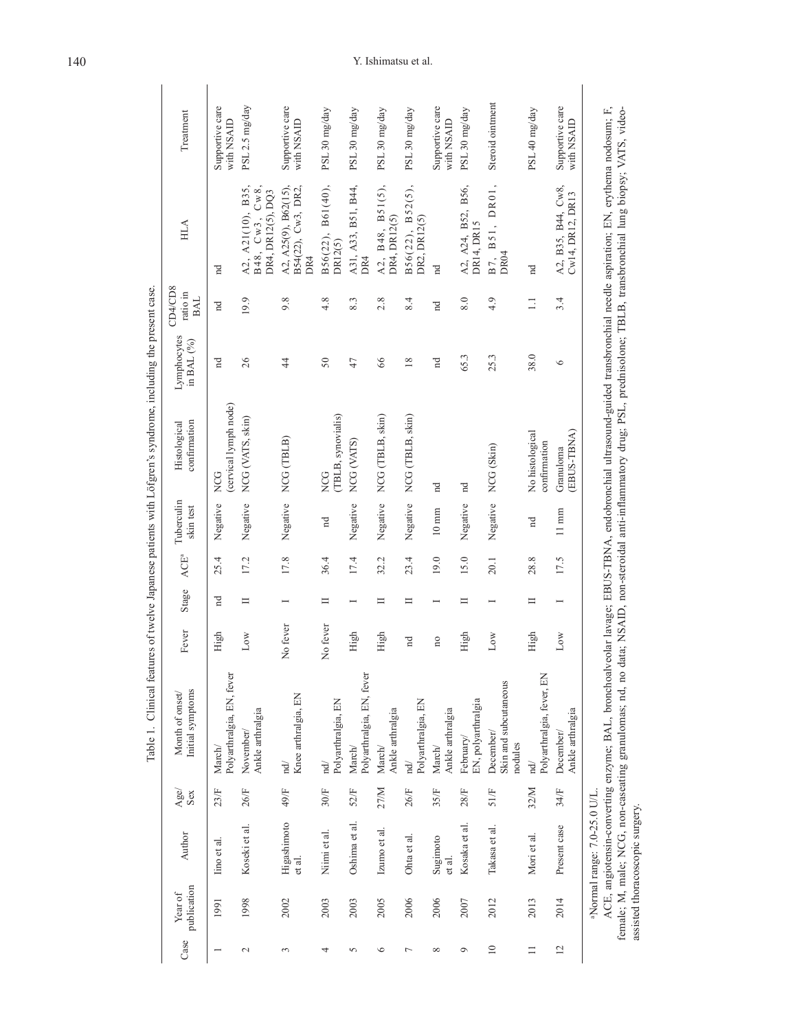Table 1. Clinical features of twelve Japanese patients with Löfgren's syndrome, including the present case.

| Case | Year of publication | Author | Age/Sex | Month of onset/ Initial symptoms | Fever | Stage | ACE[a] | Tuberculin skin test | Histological confirmation | Lymphocytes in BAL (%) | CD4/CD8 ratio in BAL | HLA | Treatment |
|---|---|---|---|---|---|---|---|---|---|---|---|---|---|
| 1 | 1991 | Iino et al. | 23/F | March/ Polyarthralgia, EN, fever | High | nd | 25.4 | Negative | NCG (cervical lymph node) | nd | nd | nd | Supportive care with NSAID |
| 2 | 1998 | Koseki et al. | 26/F | November/ Ankle arthralgia | Low | II | 17.2 | Negative | NCG (VATS, skin) | 26 | 19.9 | A2, A21(10), B35, B48, Cw3, Cw8, DR4, DR12(5), DQ3 | PSL 2.5 mg/day |
| 3 | 2002 | Higashimoto et al. | 49/F | nd/ Knee arthralgia, EN | No fever | I | 17.8 | Negative | NCG (TBLB) | 44 | 9.8 | A2, A25(9), B62(15), B54(22), Cw3, DR2, DR4 | Supportive care with NSAID |
| 4 | 2003 | Niimi et al. | 30/F | nd/ Polyarthralgia, EN | No fever | II | 36.4 | nd | NCG (TBLB, synovialis) | 50 | 4.8 | B56(22), B61(40), DR12(5) | PSL 30 mg/day |
| 5 | 2003 | Oshima et al. | 52/F | March/ Polyarthralgia, EN, fever | High | I | 17.4 | Negative | NCG (VATS) | 47 | 8.3 | A31, A33, B51, B44, DR4 | PSL 30 mg/day |
| 6 | 2005 | Izumo et al. | 27/M | March/ Ankle arthralgia | High | II | 32.2 | Negative | NCG (TBLB, skin) | 66 | 2.8 | A2, B48, B51(5), DR4, DR12(5) | PSL 30 mg/day |
| 7 | 2006 | Ohta et al. | 26/F | nd/ Polyarthralgia, EN | nd | II | 23.4 | Negative | NCG (TBLB, skin) | 18 | 8.4 | B56(22), B52(5), DR2, DR12(5) | PSL 30 mg/day |
| 8 | 2006 | Sugimoto et al. | 35/F | March/ Ankle arthralgia | no | I | 19.0 | 10 mm | nd | nd | nd | nd | Supportive care with NSAID |
| 9 | 2007 | Kosaka et al. | 28/F | February/ EN, polyarthralgia | High | II | 15.0 | Negative | nd | 65.3 | 8.0 | A2, A24, B52, B56, DR14, DR15 | PSL 30 mg/day |
| 10 | 2012 | Takasa et al. | 51/F | December/ Skin and subcutaneous nodules | Low | I | 20.1 | Negative | NCG (Skin) | 25.3 | 4.9 | B7, B51, DR01, DR04 | Steroid ointment |
| 11 | 2013 | Mori et al. | 32/M | nd/ Polyarthralgia, fever, EN | High | II | 28.8 | nd | No histological confirmation | 38.0 | 1.1 | nd | PSL 40 mg/day |
| 12 | 2014 | Present case | 34/F | December/ Ankle arthralgia | Low | I | 17.5 | 11 mm | Granuloma (EBUS-TBNA) | 6 | 3.4 | A2, B35, B44, Cw8, Cw14, DR12, DR13 | Supportive care with NSAID |

[a]Normal range: 7.0-25.0 U/L.

ACE, angiotensin-converting enzyme; BAL, bronchoalveolar lavage; EBUS-TBNA, endobronchial ultrasound-guided transbronchial needle aspiration; EN, erythema nodosum; F, female; M, male; NCG, non-caseating granulomas; nd, no data; NSAID, non-steroidal anti-inflammatory drug; PSL, prednisolone; TBLB, transbronchial lung biopsy; VATS, video-assisted thoracoscopic surgery.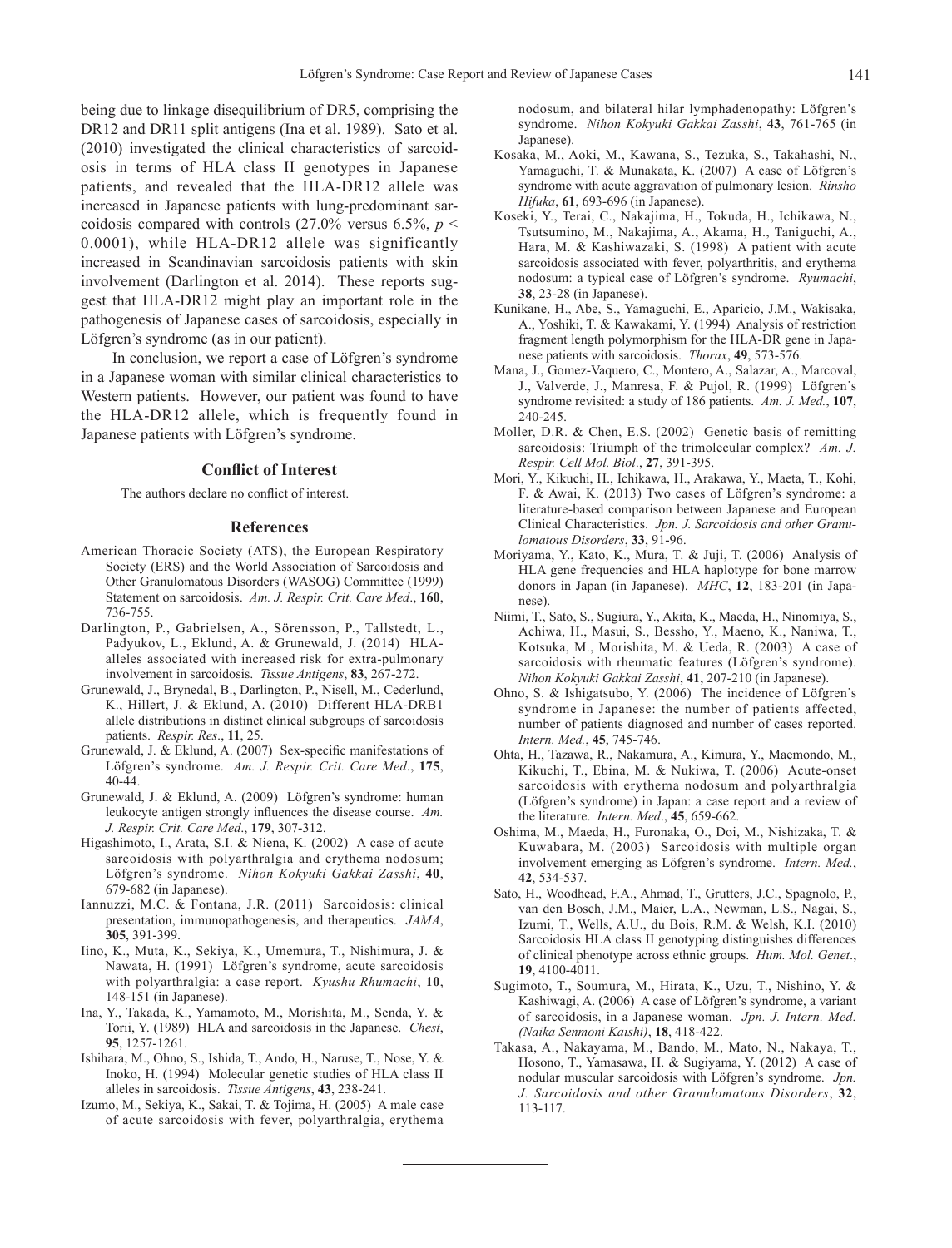being due to linkage disequilibrium of DR5, comprising the DR12 and DR11 split antigens (Ina et al. 1989). Sato et al. (2010) investigated the clinical characteristics of sarcoidosis in terms of HLA class II genotypes in Japanese patients, and revealed that the HLA-DR12 allele was increased in Japanese patients with lung-predominant sarcoidosis compared with controls (27.0% versus 6.5%, $p < 0.0001$), while HLA-DR12 allele was significantly increased in Scandinavian sarcoidosis patients with skin involvement (Darlington et al. 2014). These reports suggest that HLA-DR12 might play an important role in the pathogenesis of Japanese cases of sarcoidosis, especially in Löfgren's syndrome (as in our patient).

In conclusion, we report a case of Löfgren's syndrome in a Japanese woman with similar clinical characteristics to Western patients. However, our patient was found to have the HLA-DR12 allele, which is frequently found in Japanese patients with Löfgren's syndrome.

## Conflict of Interest

The authors declare no conflict of interest.

## References

American Thoracic Society (ATS), the European Respiratory Society (ERS) and the World Association of Sarcoidosis and Other Granulomatous Disorders (WASOG) Committee (1999) Statement on sarcoidosis. *Am. J. Respir. Crit. Care Med*., **160**, 736-755.

Darlington, P., Gabrielsen, A., Sörensson, P., Tallstedt, L., Padyukov, L., Eklund, A. & Grunewald, J. (2014) HLA-alleles associated with increased risk for extra-pulmonary involvement in sarcoidosis. *Tissue Antigens*, **83**, 267-272.

Grunewald, J., Brynedal, B., Darlington, P., Nisell, M., Cederlund, K., Hillert, J. & Eklund, A. (2010) Different HLA-DRB1 allele distributions in distinct clinical subgroups of sarcoidosis patients. *Respir. Res*., **11**, 25.

Grunewald, J. & Eklund, A. (2007) Sex-specific manifestations of Löfgren's syndrome. *Am. J. Respir. Crit. Care Med*., **175**, 40-44.

Grunewald, J. & Eklund, A. (2009) Löfgren's syndrome: human leukocyte antigen strongly influences the disease course. *Am. J. Respir. Crit. Care Med*., **179**, 307-312.

Higashimoto, I., Arata, S.I. & Niena, K. (2002) A case of acute sarcoidosis with polyarthralgia and erythema nodosum; Löfgren's syndrome. *Nihon Kokyuki Gakkai Zasshi*, **40**, 679-682 (in Japanese).

Iannuzzi, M.C. & Fontana, J.R. (2011) Sarcoidosis: clinical presentation, immunopathogenesis, and therapeutics. *JAMA*, **305**, 391-399.

Iino, K., Muta, K., Sekiya, K., Umemura, T., Nishimura, J. & Nawata, H. (1991) Löfgren's syndrome, acute sarcoidosis with polyarthralgia: a case report. *Kyushu Rhumachi*, **10**, 148-151 (in Japanese).

Ina, Y., Takada, K., Yamamoto, M., Morishita, M., Senda, Y. & Torii, Y. (1989) HLA and sarcoidosis in the Japanese. *Chest*, **95**, 1257-1261.

Ishihara, M., Ohno, S., Ishida, T., Ando, H., Naruse, T., Nose, Y. & Inoko, H. (1994) Molecular genetic studies of HLA class II alleles in sarcoidosis. *Tissue Antigens*, **43**, 238-241.

Izumo, M., Sekiya, K., Sakai, T. & Tojima, H. (2005) A male case of acute sarcoidosis with fever, polyarthralgia, erythema nodosum, and bilateral hilar lymphadenopathy: Löfgren's syndrome. *Nihon Kokyuki Gakkai Zasshi*, **43**, 761-765 (in Japanese).

Kosaka, M., Aoki, M., Kawana, S., Tezuka, S., Takahashi, N., Yamaguchi, T. & Munakata, K. (2007) A case of Löfgren's syndrome with acute aggravation of pulmonary lesion. *Rinsho Hifuka*, **61**, 693-696 (in Japanese).

Koseki, Y., Terai, C., Nakajima, H., Tokuda, H., Ichikawa, N., Tsutsumino, M., Nakajima, A., Akama, H., Taniguchi, A., Hara, M. & Kashiwazaki, S. (1998) A patient with acute sarcoidosis associated with fever, polyarthritis, and erythema nodosum: a typical case of Löfgren's syndrome. *Ryumachi*, **38**, 23-28 (in Japanese).

Kunikane, H., Abe, S., Yamaguchi, E., Aparicio, J.M., Wakisaka, A., Yoshiki, T. & Kawakami, Y. (1994) Analysis of restriction fragment length polymorphism for the HLA-DR gene in Japanese patients with sarcoidosis. *Thorax*, **49**, 573-576.

Mana, J., Gomez-Vaquero, C., Montero, A., Salazar, A., Marcoval, J., Valverde, J., Manresa, F. & Pujol, R. (1999) Löfgren's syndrome revisited: a study of 186 patients. *Am. J. Med.*, **107**, 240-245.

Moller, D.R. & Chen, E.S. (2002) Genetic basis of remitting sarcoidosis: Triumph of the trimolecular complex? *Am. J. Respir. Cell Mol. Biol*., **27**, 391-395.

Mori, Y., Kikuchi, H., Ichikawa, H., Arakawa, Y., Maeta, T., Kohi, F. & Awai, K. (2013) Two cases of Löfgren's syndrome: a literature-based comparison between Japanese and European Clinical Characteristics. *Jpn. J. Sarcoidosis and other Granulomatous Disorders*, **33**, 91-96.

Moriyama, Y., Kato, K., Mura, T. & Juji, T. (2006) Analysis of HLA gene frequencies and HLA haplotype for bone marrow donors in Japan (in Japanese). *MHC*, **12**, 183-201 (in Japanese).

Niimi, T., Sato, S., Sugiura, Y., Akita, K., Maeda, H., Ninomiya, S., Achiwa, H., Masui, S., Bessho, Y., Maeno, K., Naniwa, T., Kotsuka, M., Morishita, M. & Ueda, R. (2003) A case of sarcoidosis with rheumatic features (Löfgren's syndrome). *Nihon Kokyuki Gakkai Zasshi*, **41**, 207-210 (in Japanese).

Ohno, S. & Ishigatsubo, Y. (2006) The incidence of Löfgren's syndrome in Japanese: the number of patients affected, number of patients diagnosed and number of cases reported. *Intern. Med*., **45**, 745-746.

Ohta, H., Tazawa, R., Nakamura, A., Kimura, Y., Maemondo, M., Kikuchi, T., Ebina, M. & Nukiwa, T. (2006) Acute-onset sarcoidosis with erythema nodosum and polyarthralgia (Löfgren's syndrome) in Japan: a case report and a review of the literature. *Intern. Med*., **45**, 659-662.

Oshima, M., Maeda, H., Furonaka, O., Doi, M., Nishizaka, T. & Kuwabara, M. (2003) Sarcoidosis with multiple organ involvement emerging as Löfgren's syndrome. *Intern. Med.*, **42**, 534-537.

Sato, H., Woodhead, F.A., Ahmad, T., Grutters, J.C., Spagnolo, P., van den Bosch, J.M., Maier, L.A., Newman, L.S., Nagai, S., Izumi, T., Wells, A.U., du Bois, R.M. & Welsh, K.I. (2010) Sarcoidosis HLA class II genotyping distinguishes differences of clinical phenotype across ethnic groups. *Hum. Mol. Genet*., **19**, 4100-4011.

Sugimoto, T., Soumura, M., Hirata, K., Uzu, T., Nishino, Y. & Kashiwagi, A. (2006) A case of Löfgren's syndrome, a variant of sarcoidosis, in a Japanese woman. *Jpn. J. Intern. Med. (Naika Senmoni Kaishi)*, **18**, 418-422.

Takasa, A., Nakayama, M., Bando, M., Mato, N., Nakaya, T., Hosono, T., Yamasawa, H. & Sugiyama, Y. (2012) A case of nodular muscular sarcoidosis with Löfgren's syndrome. *Jpn. J. Sarcoidosis and other Granulomatous Disorders*, **32**, 113-117.